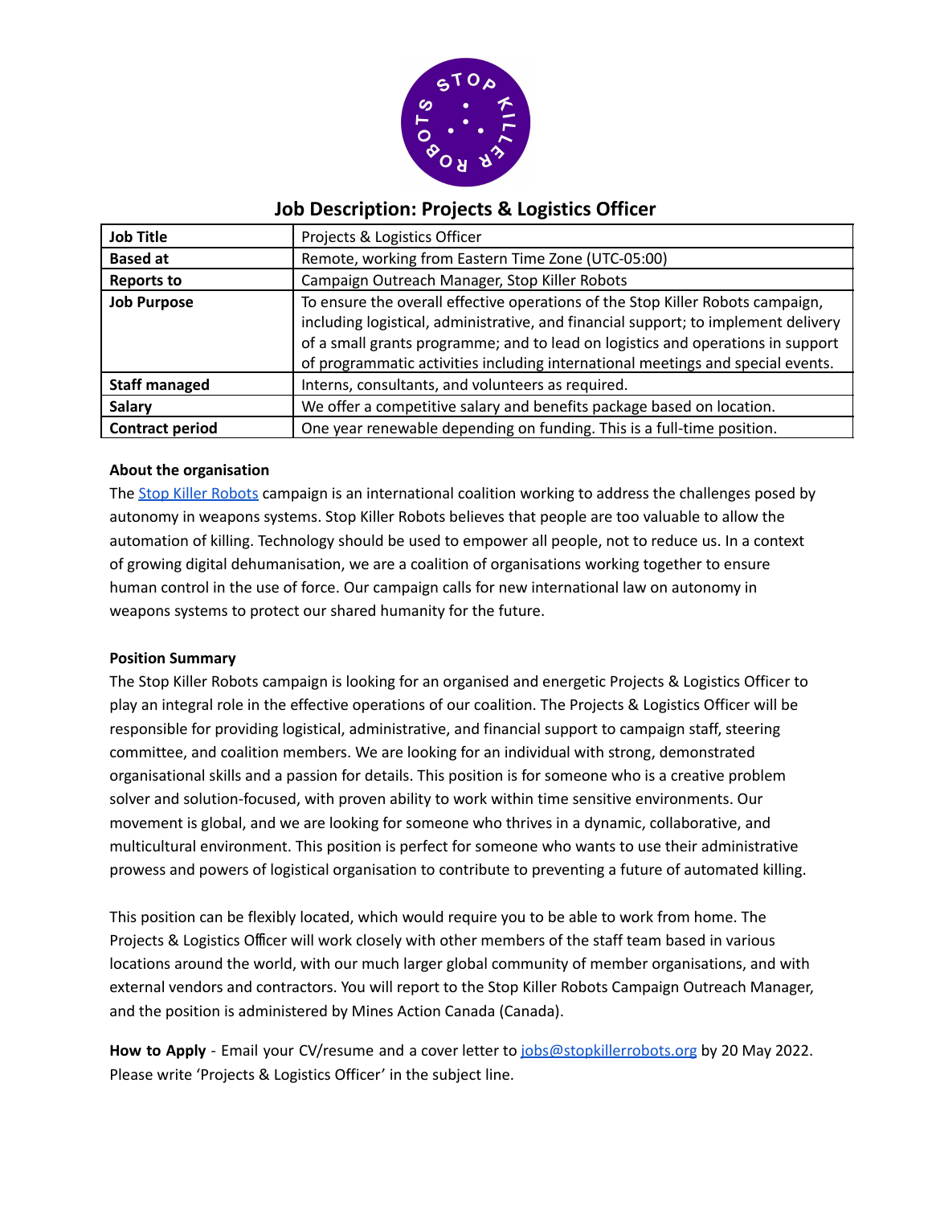# Job Description: Projects & Logistics Officer

| | |
|---|---|
| **Job Title** | Projects & Logistics Officer |
| **Based at** | Remote, working from Eastern Time Zone (UTC-05:00) |
| **Reports to** | Campaign Outreach Manager, Stop Killer Robots |
| **Job Purpose** | To ensure the overall effective operations of the Stop Killer Robots campaign, including logistical, administrative, and financial support; to implement delivery of a small grants programme; and to lead on logistics and operations in support of programmatic activities including international meetings and special events. |
| **Staff managed** | Interns, consultants, and volunteers as required. |
| **Salary** | We offer a competitive salary and benefits package based on location. |
| **Contract period** | One year renewable depending on funding. This is a full-time position. |

**About the organisation**

The Stop Killer Robots campaign is an international coalition working to address the challenges posed by autonomy in weapons systems. Stop Killer Robots believes that people are too valuable to allow the automation of killing. Technology should be used to empower all people, not to reduce us. In a context of growing digital dehumanisation, we are a coalition of organisations working together to ensure human control in the use of force. Our campaign calls for new international law on autonomy in weapons systems to protect our shared humanity for the future.

**Position Summary**

The Stop Killer Robots campaign is looking for an organised and energetic Projects & Logistics Officer to play an integral role in the effective operations of our coalition. The Projects & Logistics Officer will be responsible for providing logistical, administrative, and financial support to campaign staff, steering committee, and coalition members. We are looking for an individual with strong, demonstrated organisational skills and a passion for details. This position is for someone who is a creative problem solver and solution-focused, with proven ability to work within time sensitive environments. Our movement is global, and we are looking for someone who thrives in a dynamic, collaborative, and multicultural environment. This position is perfect for someone who wants to use their administrative prowess and powers of logistical organisation to contribute to preventing a future of automated killing.

This position can be flexibly located, which would require you to be able to work from home. The Projects & Logistics Officer will work closely with other members of the staff team based in various locations around the world, with our much larger global community of member organisations, and with external vendors and contractors. You will report to the Stop Killer Robots Campaign Outreach Manager, and the position is administered by Mines Action Canada (Canada).

**How to Apply** - Email your CV/resume and a cover letter to jobs@stopkillerrobots.org by 20 May 2022. Please write 'Projects & Logistics Officer' in the subject line.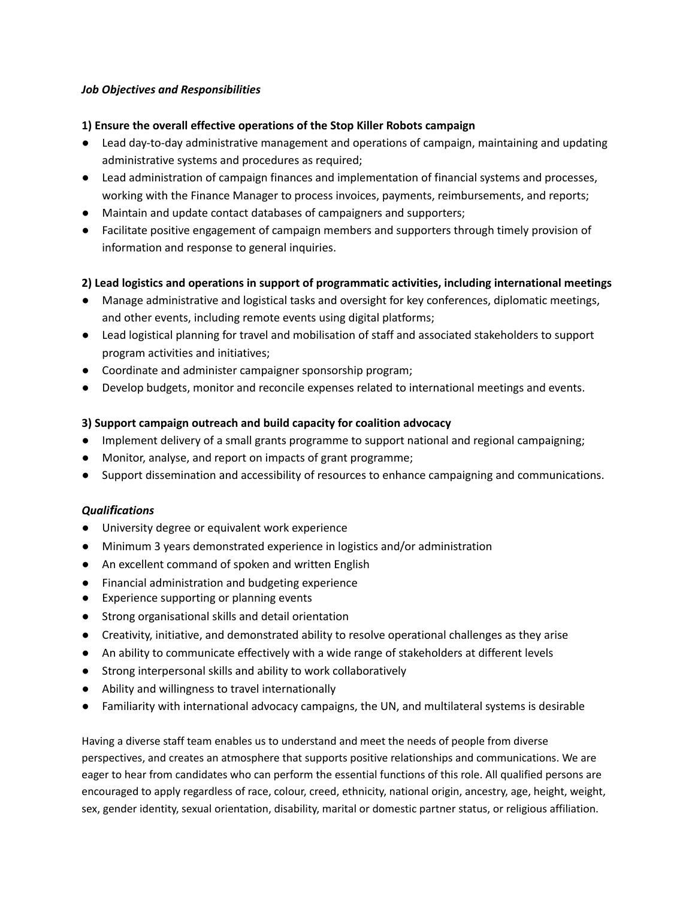***Job Objectives and Responsibilities***

**1) Ensure the overall effective operations of the Stop Killer Robots campaign**

- Lead day-to-day administrative management and operations of campaign, maintaining and updating administrative systems and procedures as required;
- Lead administration of campaign finances and implementation of financial systems and processes, working with the Finance Manager to process invoices, payments, reimbursements, and reports;
- Maintain and update contact databases of campaigners and supporters;
- Facilitate positive engagement of campaign members and supporters through timely provision of information and response to general inquiries.

**2) Lead logistics and operations in support of programmatic activities, including international meetings**

- Manage administrative and logistical tasks and oversight for key conferences, diplomatic meetings, and other events, including remote events using digital platforms;
- Lead logistical planning for travel and mobilisation of staff and associated stakeholders to support program activities and initiatives;
- Coordinate and administer campaigner sponsorship program;
- Develop budgets, monitor and reconcile expenses related to international meetings and events.

**3) Support campaign outreach and build capacity for coalition advocacy**

- Implement delivery of a small grants programme to support national and regional campaigning;
- Monitor, analyse, and report on impacts of grant programme;
- Support dissemination and accessibility of resources to enhance campaigning and communications.

***Qualifications***

- University degree or equivalent work experience
- Minimum 3 years demonstrated experience in logistics and/or administration
- An excellent command of spoken and written English
- Financial administration and budgeting experience
- Experience supporting or planning events
- Strong organisational skills and detail orientation
- Creativity, initiative, and demonstrated ability to resolve operational challenges as they arise
- An ability to communicate effectively with a wide range of stakeholders at different levels
- Strong interpersonal skills and ability to work collaboratively
- Ability and willingness to travel internationally
- Familiarity with international advocacy campaigns, the UN, and multilateral systems is desirable

Having a diverse staff team enables us to understand and meet the needs of people from diverse perspectives, and creates an atmosphere that supports positive relationships and communications. We are eager to hear from candidates who can perform the essential functions of this role. All qualified persons are encouraged to apply regardless of race, colour, creed, ethnicity, national origin, ancestry, age, height, weight, sex, gender identity, sexual orientation, disability, marital or domestic partner status, or religious affiliation.